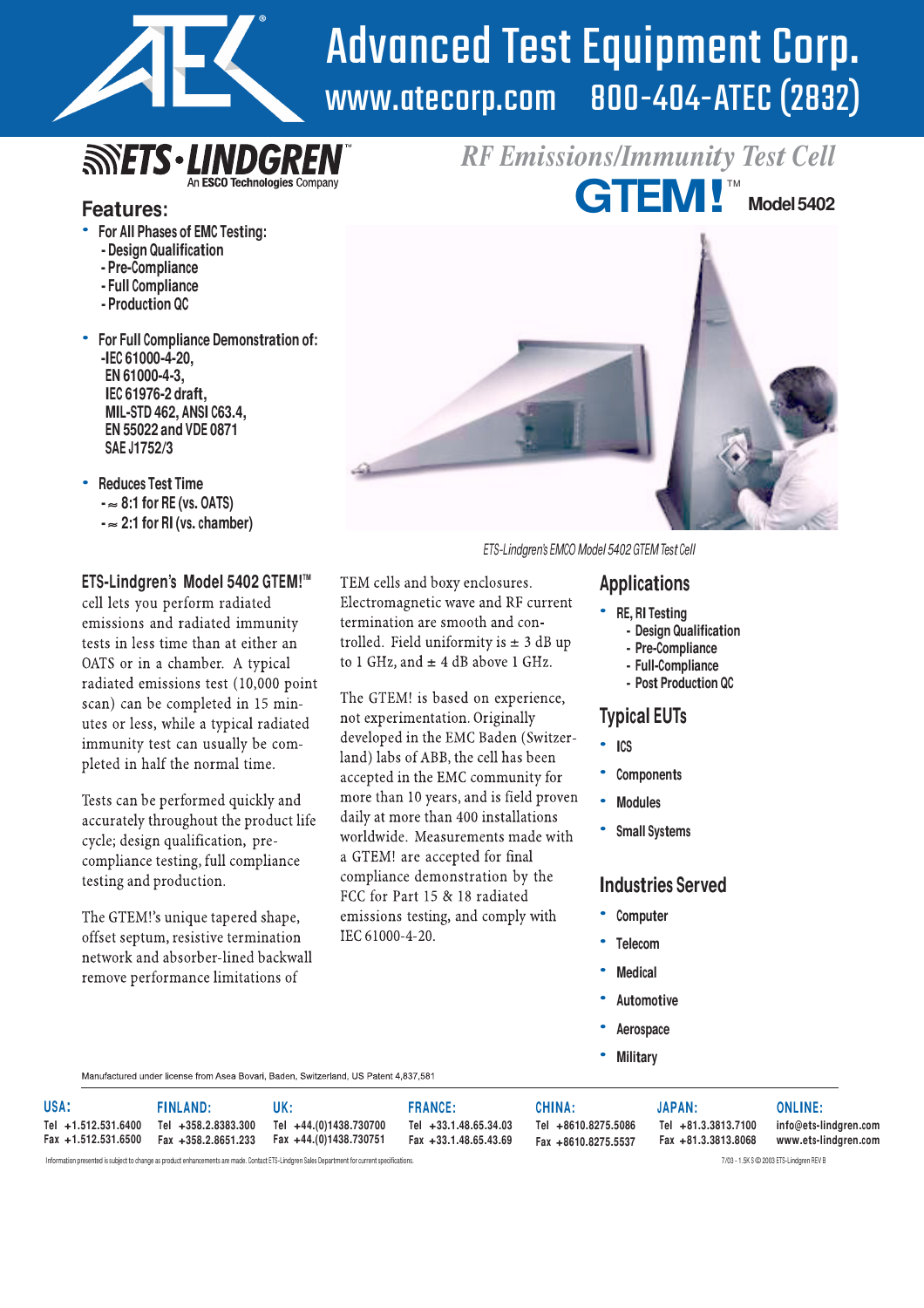# Advanced Test Equipment Corp.

www.atecorp.com 800-404-ATEC (2832)

ETS·LINDGREN™ An ESCO Technologies Company

## RF Emissions/Immunity Test Cell

# GTEM!™ Model 5402

## Features:

- For All Phases of EMC Testing:
  - Design Qualification
  - Pre-Compliance
  - Full Compliance
  - Production QC
- For Full Compliance Demonstration of:
  - IEC 61000-4-20, EN 61000-4-3, IEC 61976-2 draft, MIL-STD 462, ANSI C63.4, EN 55022 and VDE 0871 SAE J1752/3
- Reduces Test Time
  - ≈ 8:1 for RE (vs. OATS)
  - ≈ 2:1 for RI (vs. chamber)

ETS-Lindgren's EMCO Model 5402 GTEM Test Cell

**ETS-Lindgren's Model 5402 GTEM!™** cell lets you perform radiated emissions and radiated immunity tests in less time than at either an OATS or in a chamber. A typical radiated emissions test (10,000 point scan) can be completed in 15 minutes or less, while a typical radiated immunity test can usually be completed in half the normal time.

Tests can be performed quickly and accurately throughout the product life cycle; design qualification, pre-compliance testing, full compliance testing and production.

The GTEM!'s unique tapered shape, offset septum, resistive termination network and absorber-lined backwall remove performance limitations of TEM cells and boxy enclosures. Electromagnetic wave and RF current termination are smooth and controlled. Field uniformity is ± 3 dB up to 1 GHz, and ± 4 dB above 1 GHz.

The GTEM! is based on experience, not experimentation. Originally developed in the EMC Baden (Switzerland) labs of ABB, the cell has been accepted in the EMC community for more than 10 years, and is field proven daily at more than 400 installations worldwide. Measurements made with a GTEM! are accepted for final compliance demonstration by the FCC for Part 15 & 18 radiated emissions testing, and comply with IEC 61000-4-20.

## Applications

- RE, RI Testing
  - Design Qualification
  - Pre-Compliance
  - Full-Compliance
  - Post Production QC

## Typical EUTs

- ICS
- Components
- Modules
- Small Systems

## Industries Served

- Computer
- Telecom
- Medical
- Automotive
- Aerospace
- Military

Manufactured under license from Asea Bovari, Baden, Switzerland, US Patent 4,837,581

| USA: | FINLAND: | UK: | FRANCE: | CHINA: | JAPAN: | ONLINE: |
|---|---|---|---|---|---|---|
| Tel +1.512.531.6400 | Tel +358.2.8383.300 | Tel +44.(0)1438.730700 | Tel +33.1.48.65.34.03 | Tel +8610.8275.5086 | Tel +81.3.3813.7100 | info@ets-lindgren.com |
| Fax +1.512.531.6500 | Fax +358.2.8651.233 | Fax +44.(0)1438.730751 | Fax +33.1.48.65.43.69 | Fax +8610.8275.5537 | Fax +81.3.3813.8068 | www.ets-lindgren.com |

Information presented is subject to change as product enhancements are made. Contact ETS-Lindgren Sales Department for current specifications.

7/03 - 1.5K S © 2003 ETS-Lindgren REV B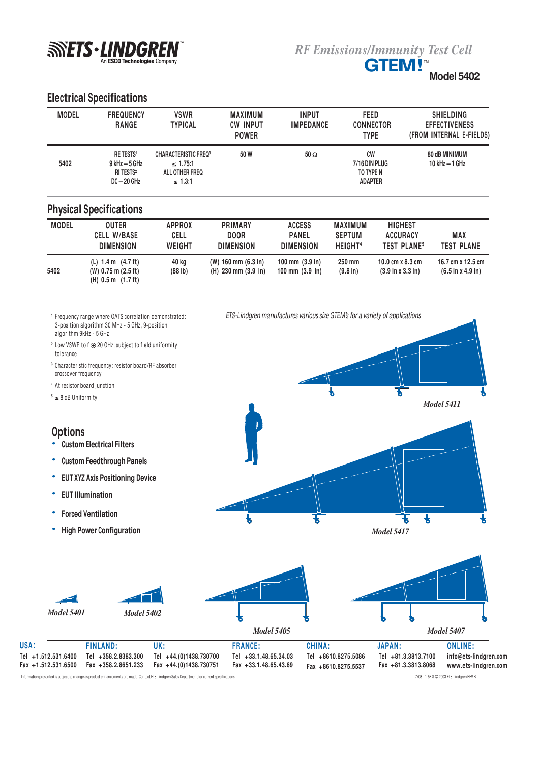# RF Emissions/Immunity Test Cell

**GTEM!™**

**Model 5402**

## Electrical Specifications

| MODEL | FREQUENCY RANGE | VSWR TYPICAL | MAXIMUM CW INPUT POWER | INPUT IMPEDANCE | FEED CONNECTOR TYPE | SHIELDING EFFECTIVENESS (FROM INTERNAL E-FIELDS) |
|---|---|---|---|---|---|---|
| 5402 | RE TESTS[1] 9 kHz – 5 GHz RI TESTS[2] DC – 20 GHz | CHARACTERISTIC FREQ[3] ≤ 1.75:1 ALL OTHER FREQ ≤ 1.3:1 | 50 W | 50 Ω | CW 7/16 DIN PLUG TO TYPE N ADAPTER | 80 dB MINIMUM 10 kHz – 1 GHz |

## Physical Specifications

| MODEL | OUTER CELL W/BASE DIMENSION | APPROX CELL WEIGHT | PRIMARY DOOR DIMENSION | ACCESS PANEL DIMENSION | MAXIMUM SEPTUM HEIGHT[4] | HIGHEST ACCURACY TEST PLANE[5] | MAX TEST PLANE |
|---|---|---|---|---|---|---|---|
| 5402 | (L) 1.4 m (4.7 ft) (W) 0.75 m (2.5 ft) (H) 0.5 m (1.7 ft) | 40 kg (88 lb) | (W) 160 mm (6.3 in) (H) 230 mm (3.9 in) | 100 mm (3.9 in) 100 mm (3.9 in) | 250 mm (9.8 in) | 10.0 cm x 8.3 cm (3.9 in x 3.3 in) | 16.7 cm x 12.5 cm (6.5 in x 4.9 in) |

[1] Frequency range where OATS correlation demonstrated: 3-position algorithm 30 MHz - 5 GHz, 9-position algorithm 9kHz - 5 GHz

[2] Low VSWR to f ⊕ 20 GHz; subject to field uniformity tolerance

[3] Characteristic frequency: resistor board/RF absorber crossover frequency

[4] At resistor board junction

[5] ≤ 8 dB Uniformity

*ETS-Lindgren manufactures various size GTEM's for a variety of applications*

*Model 5411*

*Model 5417*

*Model 5401*

*Model 5402*

*Model 5405*

*Model 5407*

## Options

- Custom Electrical Filters
- Custom Feedthrough Panels
- EUT XYZ Axis Positioning Device
- EUT Illumination
- Forced Ventilation
- High Power Configuration

**USA:** Tel +1.512.531.6400 Fax +1.512.531.6500

**FINLAND:** Tel +358.2.8383.300 Fax +358.2.8651.233

**UK:** Tel +44.(0)1438.730700 Fax +44.(0)1438.730751

**FRANCE:** Tel +33.1.48.65.34.03 Fax +33.1.48.65.43.69

**CHINA:** Tel +8610.8275.5086 Fax +8610.8275.5537

**JAPAN:** Tel +81.3.3813.7100 Fax +81.3.3813.8068

**ONLINE:** info@ets-lindgren.com www.ets-lindgren.com

Information presented is subject to change as product enhancements are made. Contact ETS-Lindgren Sales Department for current specifications.

7/03 - 1.5K S © 2003 ETS-Lindgren REV B